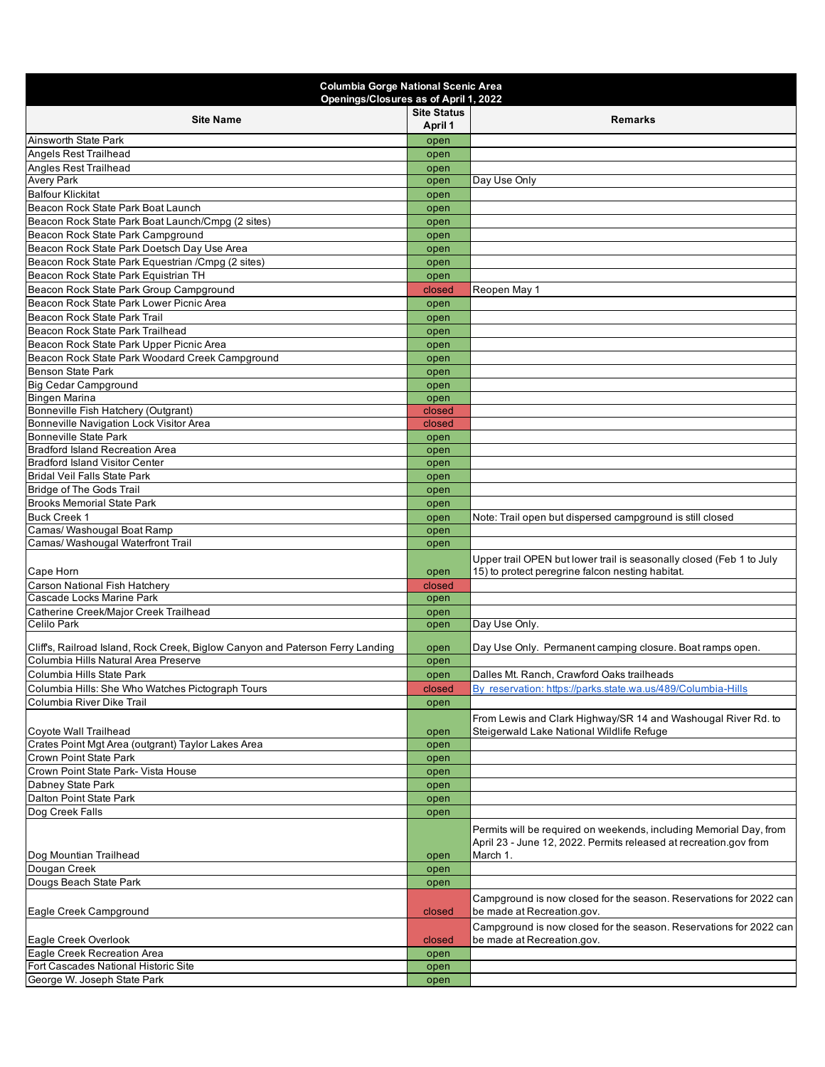| Columbia Gorge National Scenic Area<br>Openings/Closures as of April 1, 2022 | | |
|---|---|---|
| **Site Name** | **Site Status April 1** | **Remarks** |
| Ainsworth State Park | open | |
| Angels Rest Trailhead | open | |
| Angles Rest Trailhead | open | |
| Avery Park | open | Day Use Only |
| Balfour Klickitat | open | |
| Beacon Rock State Park Boat Launch | open | |
| Beacon Rock State Park Boat Launch/Cmpg (2 sites) | open | |
| Beacon Rock State Park Campground | open | |
| Beacon Rock State Park Doetsch Day Use Area | open | |
| Beacon Rock State Park Equestrian /Cmpg (2 sites) | open | |
| Beacon Rock State Park Equistrian TH | open | |
| Beacon Rock State Park Group Campground | closed | Reopen May 1 |
| Beacon Rock State Park Lower Picnic Area | open | |
| Beacon Rock State Park Trail | open | |
| Beacon Rock State Park Trailhead | open | |
| Beacon Rock State Park Upper Picnic Area | open | |
| Beacon Rock State Park Woodard Creek Campground | open | |
| Benson State Park | open | |
| Big Cedar Campground | open | |
| Bingen Marina | open | |
| Bonneville Fish Hatchery (Outgrant) | closed | |
| Bonneville Navigation Lock Visitor Area | closed | |
| Bonneville State Park | open | |
| Bradford Island Recreation Area | open | |
| Bradford Island Visitor Center | open | |
| Bridal Veil Falls State Park | open | |
| Bridge of The Gods Trail | open | |
| Brooks Memorial State Park | open | |
| Buck Creek 1 | open | Note: Trail open but dispersed campground is still closed |
| Camas/ Washougal Boat Ramp | open | |
| Camas/ Washougal Waterfront Trail | open | |
| Cape Horn | open | Upper trail OPEN but lower trail is seasonally closed (Feb 1 to July 15) to protect peregrine falcon nesting habitat. |
| Carson National Fish Hatchery | closed | |
| Cascade Locks Marine Park | open | |
| Catherine Creek/Major Creek Trailhead | open | |
| Celilo Park | open | Day Use Only. |
| Cliff's, Railroad Island, Rock Creek, Biglow Canyon and Paterson Ferry Landing | open | Day Use Only. Permanent camping closure. Boat ramps open. |
| Columbia Hills Natural Area Preserve | open | |
| Columbia Hills State Park | open | Dalles Mt. Ranch, Crawford Oaks trailheads |
| Columbia Hills: She Who Watches Pictograph Tours | closed | By reservation: https://parks.state.wa.us/489/Columbia-Hills |
| Columbia River Dike Trail | open | |
| Coyote Wall Trailhead | open | From Lewis and Clark Highway/SR 14 and Washougal River Rd. to Steigerwald Lake National Wildlife Refuge |
| Crates Point Mgt Area (outgrant) Taylor Lakes Area | open | |
| Crown Point State Park | open | |
| Crown Point State Park- Vista House | open | |
| Dabney State Park | open | |
| Dalton Point State Park | open | |
| Dog Creek Falls | open | |
| Dog Mountian Trailhead | open | Permits will be required on weekends, including Memorial Day, from April 23 - June 12, 2022. Permits released at recreation.gov from March 1. |
| Dougan Creek | open | |
| Dougs Beach State Park | open | |
| Eagle Creek Campground | closed | Campground is now closed for the season. Reservations for 2022 can be made at Recreation.gov. |
| Eagle Creek Overlook | closed | Campground is now closed for the season. Reservations for 2022 can be made at Recreation.gov. |
| Eagle Creek Recreation Area | open | |
| Fort Cascades National Historic Site | open | |
| George W. Joseph State Park | open | |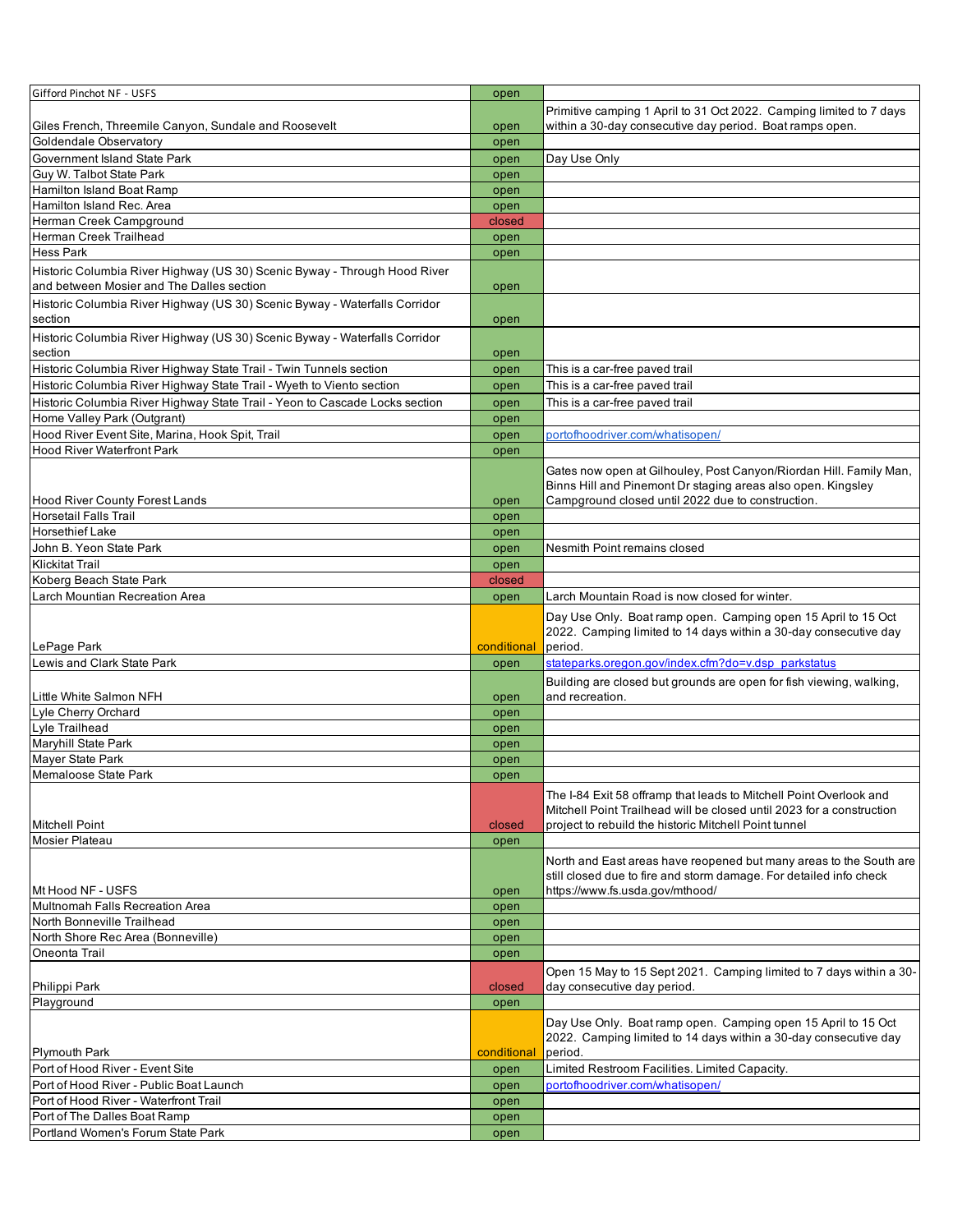| | | |
|---|---|---|
| Gifford Pinchot NF - USFS | open | |
| Giles French, Threemile Canyon, Sundale and Roosevelt | open | Primitive camping 1 April to 31 Oct 2022. Camping limited to 7 days within a 30-day consecutive day period. Boat ramps open. |
| Goldendale Observatory | open | |
| Government Island State Park | open | Day Use Only |
| Guy W. Talbot State Park | open | |
| Hamilton Island Boat Ramp | open | |
| Hamilton Island Rec. Area | open | |
| Herman Creek Campground | closed | |
| Herman Creek Trailhead | open | |
| Hess Park | open | |
| Historic Columbia River Highway (US 30) Scenic Byway - Through Hood River and between Mosier and The Dalles section | open | |
| Historic Columbia River Highway (US 30) Scenic Byway - Waterfalls Corridor section | open | |
| Historic Columbia River Highway (US 30) Scenic Byway - Waterfalls Corridor section | open | |
| Historic Columbia River Highway State Trail - Twin Tunnels section | open | This is a car-free paved trail |
| Historic Columbia River Highway State Trail - Wyeth to Viento section | open | This is a car-free paved trail |
| Historic Columbia River Highway State Trail - Yeon to Cascade Locks section | open | This is a car-free paved trail |
| Home Valley Park (Outgrant) | open | |
| Hood River Event Site, Marina, Hook Spit, Trail | open | portofhoodriver.com/whatisopen/ |
| Hood River Waterfront Park | open | |
| Hood River County Forest Lands | open | Gates now open at Gilhouley, Post Canyon/Riordan Hill. Family Man, Binns Hill and Pinemont Dr staging areas also open. Kingsley Campground closed until 2022 due to construction. |
| Horsetail Falls Trail | open | |
| Horsethief Lake | open | |
| John B. Yeon State Park | open | Nesmith Point remains closed |
| Klickitat Trail | open | |
| Koberg Beach State Park | closed | |
| Larch Mountian Recreation Area | open | Larch Mountain Road is now closed for winter. |
| LePage Park | conditional | Day Use Only. Boat ramp open. Camping open 15 April to 15 Oct 2022. Camping limited to 14 days within a 30-day consecutive day period. |
| Lewis and Clark State Park | open | stateparks.oregon.gov/index.cfm?do=v.dsp_parkstatus |
| Little White Salmon NFH | open | Building are closed but grounds are open for fish viewing, walking, and recreation. |
| Lyle Cherry Orchard | open | |
| Lyle Trailhead | open | |
| Maryhill State Park | open | |
| Mayer State Park | open | |
| Memaloose State Park | open | |
| Mitchell Point | closed | The I-84 Exit 58 offramp that leads to Mitchell Point Overlook and Mitchell Point Trailhead will be closed until 2023 for a construction project to rebuild the historic Mitchell Point tunnel |
| Mosier Plateau | open | |
| Mt Hood NF - USFS | open | North and East areas have reopened but many areas to the South are still closed due to fire and storm damage. For detailed info check https://www.fs.usda.gov/mthood/ |
| Multnomah Falls Recreation Area | open | |
| North Bonneville Trailhead | open | |
| North Shore Rec Area (Bonneville) | open | |
| Oneonta Trail | open | |
| Philippi Park | closed | Open 15 May to 15 Sept 2021. Camping limited to 7 days within a 30-day consecutive day period. |
| Playground | open | |
| Plymouth Park | conditional | Day Use Only. Boat ramp open. Camping open 15 April to 15 Oct 2022. Camping limited to 14 days within a 30-day consecutive day period. |
| Port of Hood River - Event Site | open | Limited Restroom Facilities. Limited Capacity. |
| Port of Hood River - Public Boat Launch | open | portofhoodriver.com/whatisopen/ |
| Port of Hood River - Waterfront Trail | open | |
| Port of The Dalles Boat Ramp | open | |
| Portland Women's Forum State Park | open | |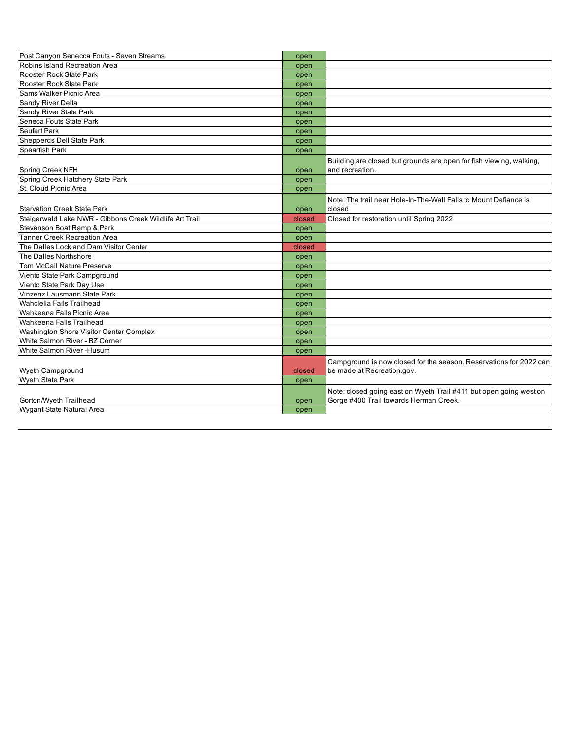| | | |
|---|---|---|
| Post Canyon Senecca Fouts - Seven Streams | open | |
| Robins Island Recreation Area | open | |
| Rooster Rock State Park | open | |
| Rooster Rock State Park | open | |
| Sams Walker Picnic Area | open | |
| Sandy River Delta | open | |
| Sandy River State Park | open | |
| Seneca Fouts State Park | open | |
| Seufert Park | open | |
| Shepperds Dell State Park | open | |
| Spearfish Park | open | |
| Spring Creek NFH | open | Building are closed but grounds are open for fish viewing, walking, and recreation. |
| Spring Creek Hatchery State Park | open | |
| St. Cloud Picnic Area | open | |
| Starvation Creek State Park | open | Note: The trail near Hole-In-The-Wall Falls to Mount Defiance is closed |
| Steigerwald Lake NWR - Gibbons Creek Wildlife Art Trail | closed | Closed for restoration until Spring 2022 |
| Stevenson Boat Ramp & Park | open | |
| Tanner Creek Recreation Area | open | |
| The Dalles Lock and Dam Visitor Center | closed | |
| The Dalles Northshore | open | |
| Tom McCall Nature Preserve | open | |
| Viento State Park Campground | open | |
| Viento State Park Day Use | open | |
| Vinzenz Lausmann State Park | open | |
| Wahclella Falls Trailhead | open | |
| Wahkeena Falls Picnic Area | open | |
| Wahkeena Falls Trailhead | open | |
| Washington Shore Visitor Center Complex | open | |
| White Salmon River - BZ Corner | open | |
| White Salmon River -Husum | open | |
| Wyeth Campground | closed | Campground is now closed for the season. Reservations for 2022 can be made at Recreation.gov. |
| Wyeth State Park | open | |
| Gorton/Wyeth Trailhead | open | Note: closed going east on Wyeth Trail #411 but open going west on Gorge #400 Trail towards Herman Creek. |
| Wygant State Natural Area | open | |